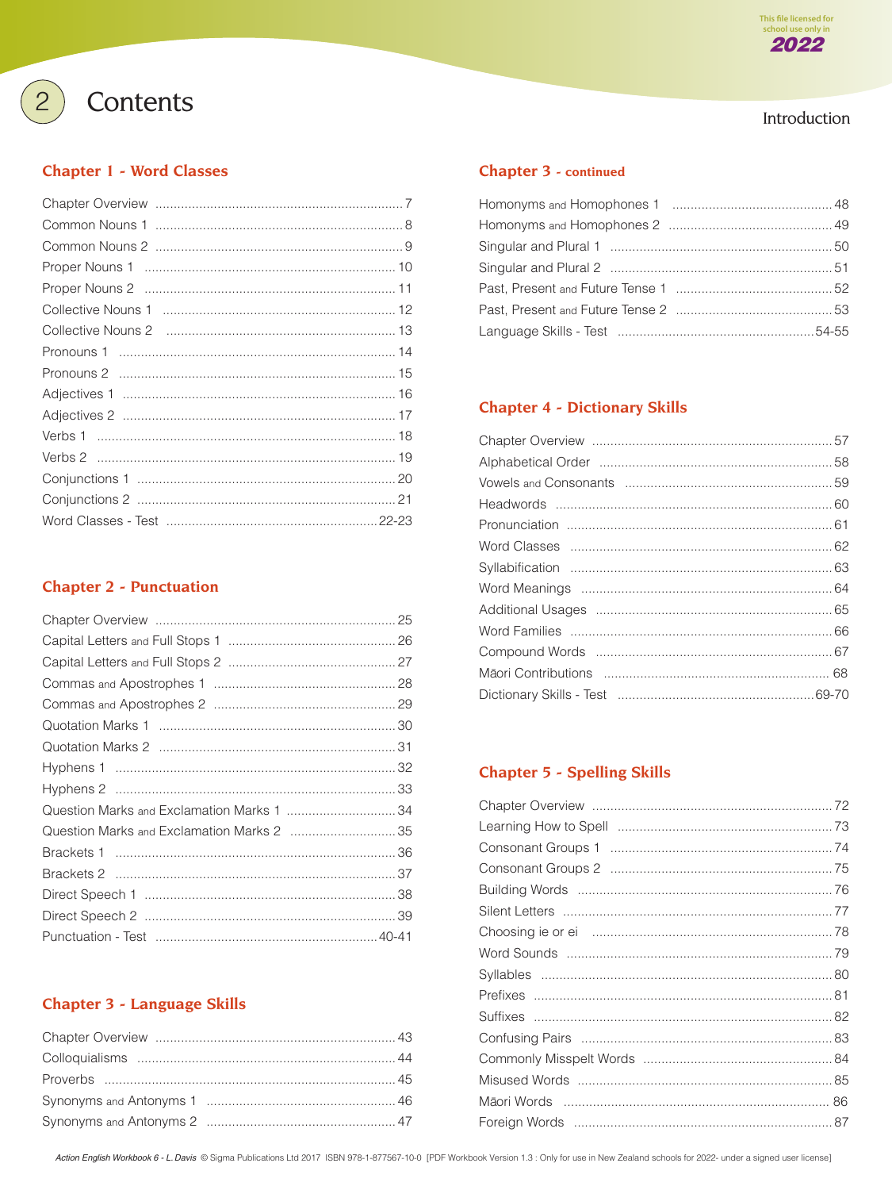# Contents

## Chapter 1 - Word Classes

| | |
|---|---|
| Chapter Overview | 7 |
| Common Nouns 1 | 8 |
| Common Nouns 2 | 9 |
| Proper Nouns 1 | 10 |
| Proper Nouns 2 | 11 |
| Collective Nouns 1 | 12 |
| Collective Nouns 2 | 13 |
| Pronouns 1 | 14 |
| Pronouns 2 | 15 |
| Adjectives 1 | 16 |
| Adjectives 2 | 17 |
| Verbs 1 | 18 |
| Verbs 2 | 19 |
| Conjunctions 1 | 20 |
| Conjunctions 2 | 21 |
| Word Classes - Test | 22-23 |

## Chapter 2 - Punctuation

| | |
|---|---|
| Chapter Overview | 25 |
| Capital Letters and Full Stops 1 | 26 |
| Capital Letters and Full Stops 2 | 27 |
| Commas and Apostrophes 1 | 28 |
| Commas and Apostrophes 2 | 29 |
| Quotation Marks 1 | 30 |
| Quotation Marks 2 | 31 |
| Hyphens 1 | 32 |
| Hyphens 2 | 33 |
| Question Marks and Exclamation Marks 1 | 34 |
| Question Marks and Exclamation Marks 2 | 35 |
| Brackets 1 | 36 |
| Brackets 2 | 37 |
| Direct Speech 1 | 38 |
| Direct Speech 2 | 39 |
| Punctuation - Test | 40-41 |

## Chapter 3 - Language Skills

| | |
|---|---|
| Chapter Overview | 43 |
| Colloquialisms | 44 |
| Proverbs | 45 |
| Synonyms and Antonyms 1 | 46 |
| Synonyms and Antonyms 2 | 47 |

## Chapter 3 - continued

| | |
|---|---|
| Homonyms and Homophones 1 | 48 |
| Homonyms and Homophones 2 | 49 |
| Singular and Plural 1 | 50 |
| Singular and Plural 2 | 51 |
| Past, Present and Future Tense 1 | 52 |
| Past, Present and Future Tense 2 | 53 |
| Language Skills - Test | 54-55 |

## Chapter 4 - Dictionary Skills

| | |
|---|---|
| Chapter Overview | 57 |
| Alphabetical Order | 58 |
| Vowels and Consonants | 59 |
| Headwords | 60 |
| Pronunciation | 61 |
| Word Classes | 62 |
| Syllabification | 63 |
| Word Meanings | 64 |
| Additional Usages | 65 |
| Word Families | 66 |
| Compound Words | 67 |
| Māori Contributions | 68 |
| Dictionary Skills - Test | 69-70 |

## Chapter 5 - Spelling Skills

| | |
|---|---|
| Chapter Overview | 72 |
| Learning How to Spell | 73 |
| Consonant Groups 1 | 74 |
| Consonant Groups 2 | 75 |
| Building Words | 76 |
| Silent Letters | 77 |
| Choosing ie or ei | 78 |
| Word Sounds | 79 |
| Syllables | 80 |
| Prefixes | 81 |
| Suffixes | 82 |
| Confusing Pairs | 83 |
| Commonly Misspelt Words | 84 |
| Misused Words | 85 |
| Māori Words | 86 |
| Foreign Words | 87 |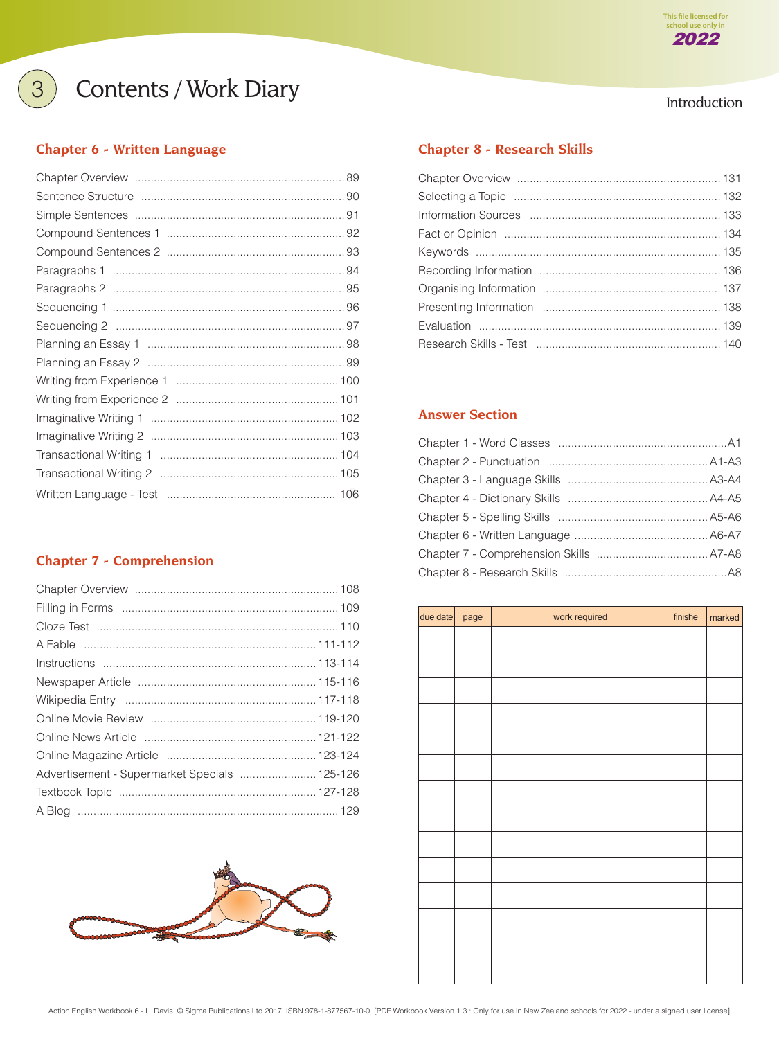# 3 Contents / Work Diary

## Chapter 6 - Written Language

- Chapter Overview ........ 89
- Sentence Structure ........ 90
- Simple Sentences ........ 91
- Compound Sentences 1 ........ 92
- Compound Sentences 2 ........ 93
- Paragraphs 1 ........ 94
- Paragraphs 2 ........ 95
- Sequencing 1 ........ 96
- Sequencing 2 ........ 97
- Planning an Essay 1 ........ 98
- Planning an Essay 2 ........ 99
- Writing from Experience 1 ........ 100
- Writing from Experience 2 ........ 101
- Imaginative Writing 1 ........ 102
- Imaginative Writing 2 ........ 103
- Transactional Writing 1 ........ 104
- Transactional Writing 2 ........ 105
- Written Language - Test ........ 106

## Chapter 7 - Comprehension

- Chapter Overview ........ 108
- Filling in Forms ........ 109
- Cloze Test ........ 110
- A Fable ........ 111-112
- Instructions ........ 113-114
- Newspaper Article ........ 115-116
- Wikipedia Entry ........ 117-118
- Online Movie Review ........ 119-120
- Online News Article ........ 121-122
- Online Magazine Article ........ 123-124
- Advertisement - Supermarket Specials ........ 125-126
- Textbook Topic ........ 127-128
- A Blog ........ 129

## Chapter 8 - Research Skills

- Chapter Overview ........ 131
- Selecting a Topic ........ 132
- Information Sources ........ 133
- Fact or Opinion ........ 134
- Keywords ........ 135
- Recording Information ........ 136
- Organising Information ........ 137
- Presenting Information ........ 138
- Evaluation ........ 139
- Research Skills - Test ........ 140

## Answer Section

- Chapter 1 - Word Classes ........ A1
- Chapter 2 - Punctuation ........ A1-A3
- Chapter 3 - Language Skills ........ A3-A4
- Chapter 4 - Dictionary Skills ........ A4-A5
- Chapter 5 - Spelling Skills ........ A5-A6
- Chapter 6 - Written Language ........ A6-A7
- Chapter 7 - Comprehension Skills ........ A7-A8
- Chapter 8 - Research Skills ........ A8

| due date | page | work required | finishe | marked |
|---|---|---|---|---|
| | | | | |
| | | | | |
| | | | | |
| | | | | |
| | | | | |
| | | | | |
| | | | | |
| | | | | |
| | | | | |
| | | | | |
| | | | | |
| | | | | |
| | | | | |
| | | | | |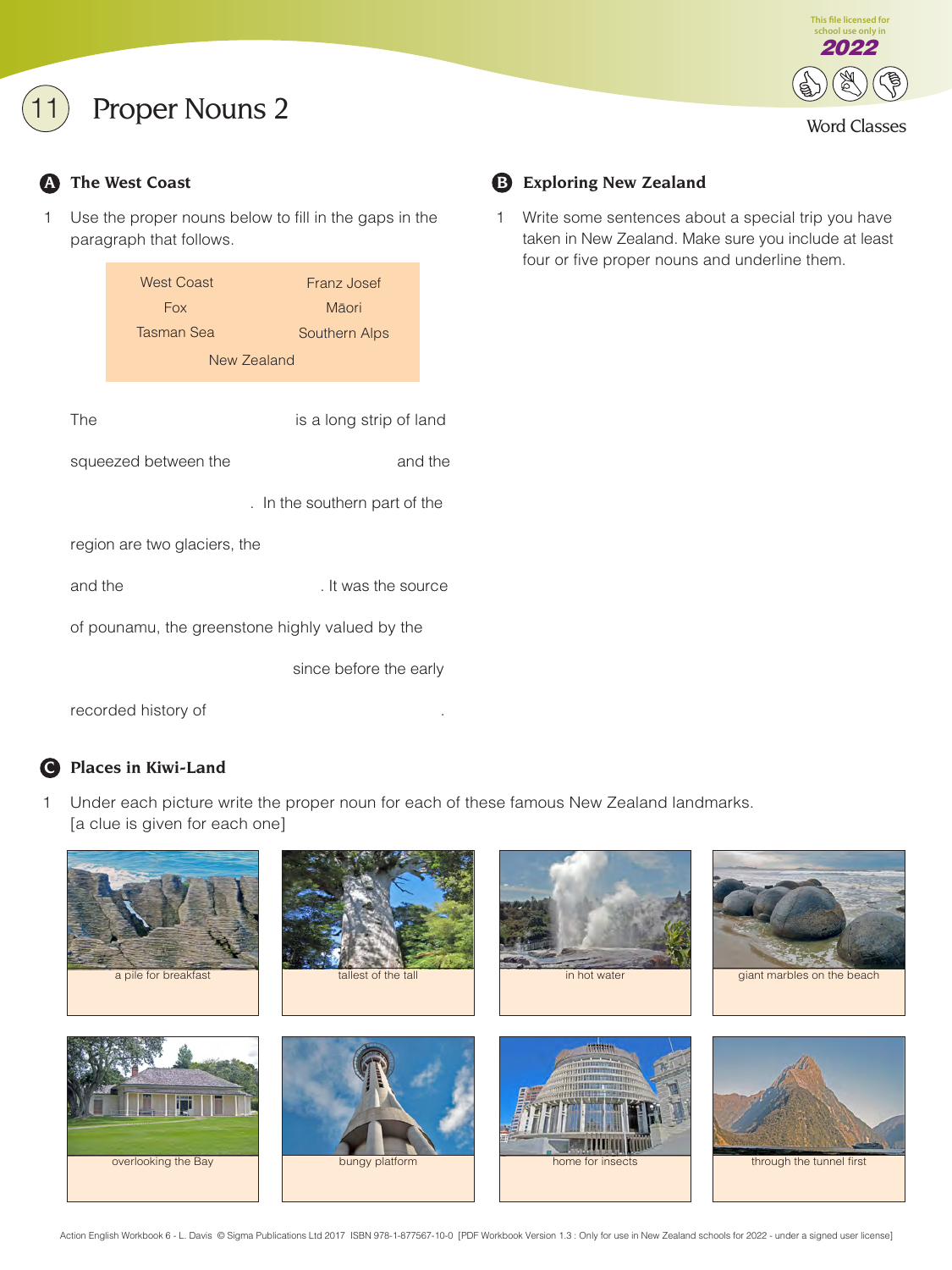# 11 Proper Nouns 2

Word Classes

## A The West Coast

1 Use the proper nouns below to fill in the gaps in the paragraph that follows.

| | |
|---|---|
| West Coast | Franz Josef |
| Fox | Māori |
| Tasman Sea | Southern Alps |
| New Zealand | |

The ______________________ is a long strip of land squeezed between the ______________________ and the ______________________. In the southern part of the region are two glaciers, the ______________________ and the ______________________. It was the source of pounamu, the greenstone highly valued by the ______________________ since before the early recorded history of ______________________.

## B Exploring New Zealand

1 Write some sentences about a special trip you have taken in New Zealand. Make sure you include at least four or five proper nouns and underline them.

## C Places in Kiwi-Land

1 Under each picture write the proper noun for each of these famous New Zealand landmarks. [a clue is given for each one]

a pile for breakfast

tallest of the tall

in hot water

giant marbles on the beach

overlooking the Bay

bungy platform

home for insects

through the tunnel first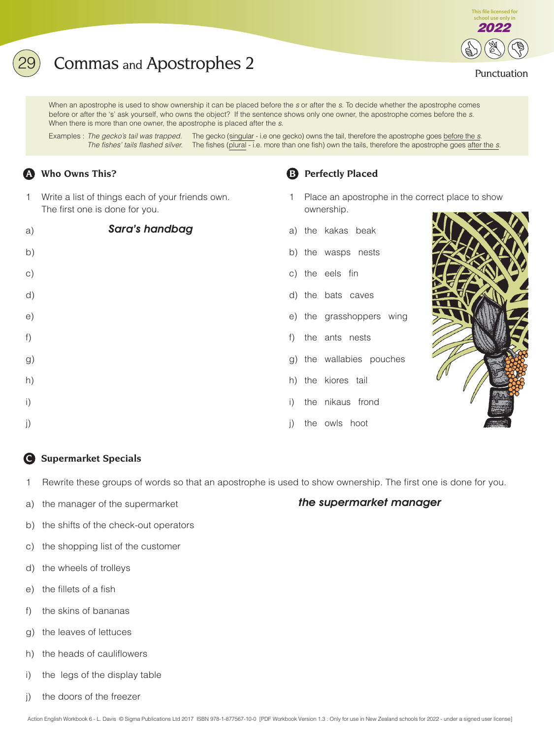# 29 Commas and Apostrophes 2

Punctuation

When an apostrophe is used to show ownership it can be placed before the *s* or after the *s*. To decide whether the apostrophe comes before or after the 's' ask yourself, who owns the object? If the sentence shows only one owner, the apostrophe comes before the *s*. When there is more than one owner, the apostrophe is placed after the *s*.

Examples : *The gecko's tail was trapped.* The gecko (singular - i.e one gecko) owns the tail, therefore the apostrophe goes before the *s*.
*The fishes' tails flashed silver.* The fishes (plural - i.e. more than one fish) own the tails, therefore the apostrophe goes after the *s*.

## A Who Owns This?

1 Write a list of things each of your friends own. The first one is done for you.

a) ***Sara's handbag***

b)

c)

d)

e)

f)

g)

h)

i)

j)

## B Perfectly Placed

1 Place an apostrophe in the correct place to show ownership.

a) the kakas beak

b) the wasps nests

c) the eels fin

d) the bats caves

e) the grasshoppers wing

f) the ants nests

g) the wallabies pouches

h) the kiores tail

i) the nikaus frond

j) the owls hoot

## C Supermarket Specials

1 Rewrite these groups of words so that an apostrophe is used to show ownership. The first one is done for you.

a) the manager of the supermarket ***the supermarket manager***

b) the shifts of the check-out operators

c) the shopping list of the customer

d) the wheels of trolleys

e) the fillets of a fish

f) the skins of bananas

g) the leaves of lettuces

h) the heads of cauliflowers

i) the legs of the display table

j) the doors of the freezer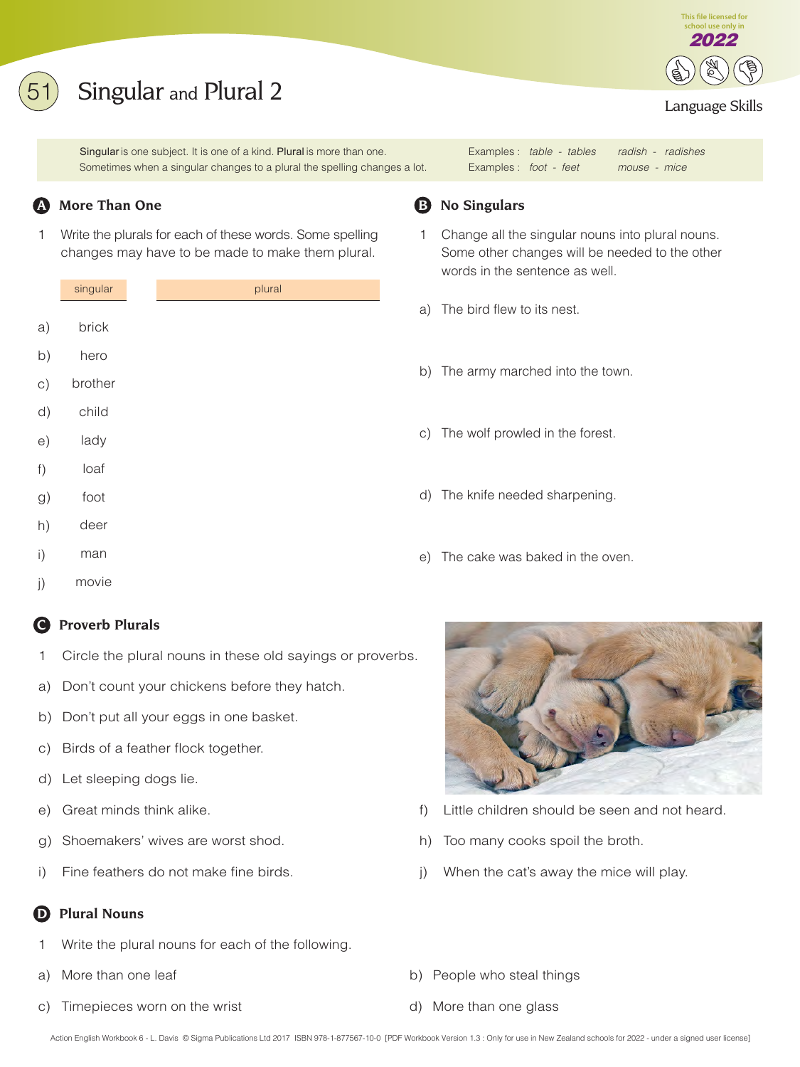# 51 Singular and Plural 2

Language Skills

Singular is one subject. It is one of a kind. Plural is more than one.
Sometimes when a singular changes to a plural the spelling changes a lot.

Examples : *table - tables* *radish - radishes*
Examples : *foot - feet* *mouse - mice*

## A More Than One

1 Write the plurals for each of these words. Some spelling changes may have to be made to make them plural.

| | singular | plural |
|---|---|---|
| a) | brick | |
| b) | hero | |
| c) | brother | |
| d) | child | |
| e) | lady | |
| f) | loaf | |
| g) | foot | |
| h) | deer | |
| i) | man | |
| j) | movie | |

## B No Singulars

1 Change all the singular nouns into plural nouns. Some other changes will be needed to the other words in the sentence as well.

a) The bird flew to its nest.

b) The army marched into the town.

c) The wolf prowled in the forest.

d) The knife needed sharpening.

e) The cake was baked in the oven.

## C Proverb Plurals

1 Circle the plural nouns in these old sayings or proverbs.

a) Don't count your chickens before they hatch.

b) Don't put all your eggs in one basket.

c) Birds of a feather flock together.

d) Let sleeping dogs lie.

e) Great minds think alike.

f) Little children should be seen and not heard.

g) Shoemakers' wives are worst shod.

h) Too many cooks spoil the broth.

i) Fine feathers do not make fine birds.

j) When the cat's away the mice will play.

## D Plural Nouns

1 Write the plural nouns for each of the following.

a) More than one leaf

b) People who steal things

c) Timepieces worn on the wrist

d) More than one glass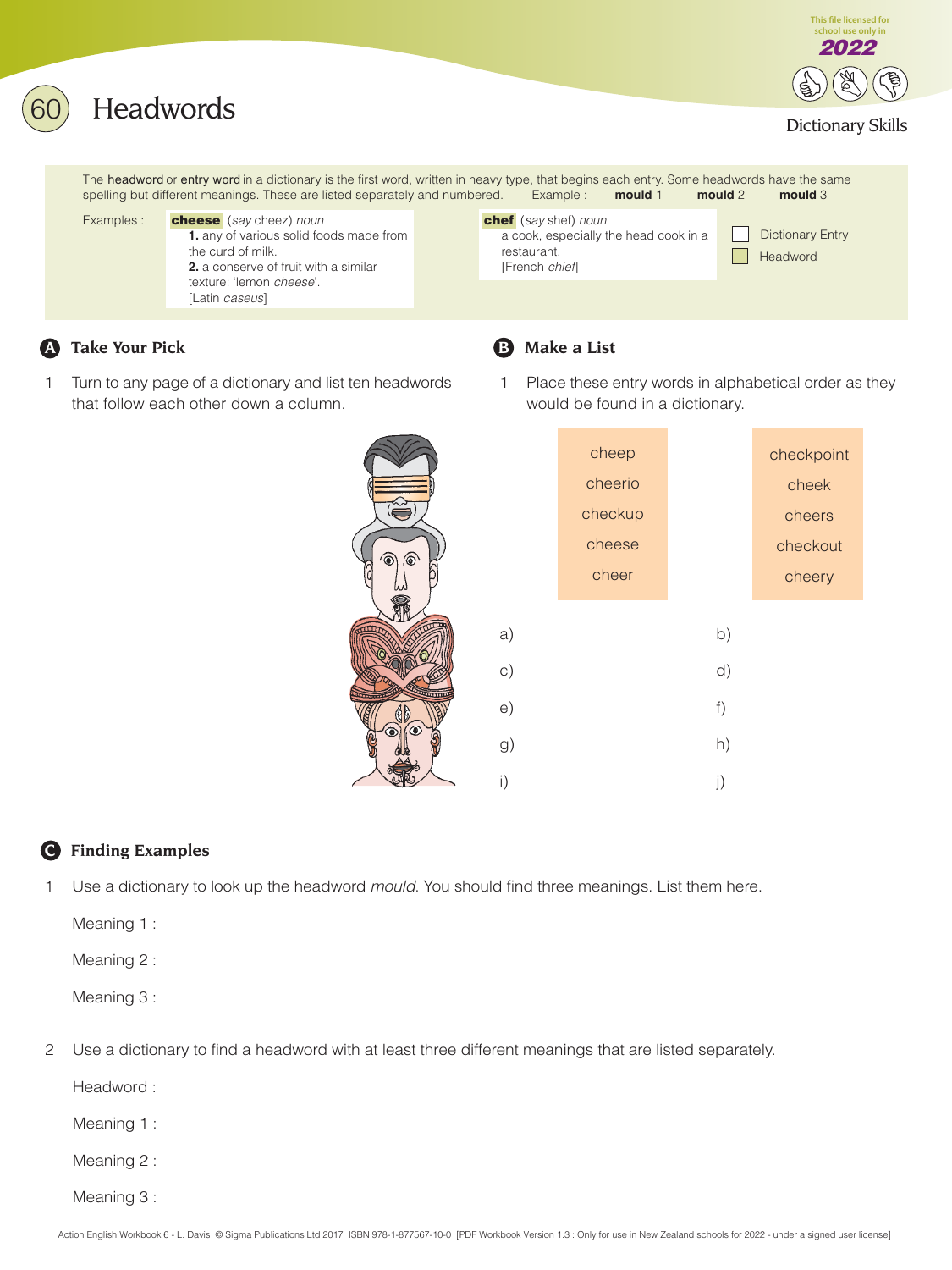# 60 Headwords

Dictionary Skills

The **headword** or **entry word** in a dictionary is the first word, written in heavy type, that begins each entry. Some headwords have the same spelling but different meanings. These are listed separately and numbered. Example : **mould** 1 **mould** 2 **mould** 3

Examples :

**cheese** (*say* cheez) *noun*
**1.** any of various solid foods made from the curd of milk.
**2.** a conserve of fruit with a similar texture: 'lemon *cheese*'.
[Latin *caseus*]

**chef** (*say* shef) *noun*
a cook, especially the head cook in a restaurant.
[French *chief*]

☐ Dictionary Entry
☐ Headword

## A Take Your Pick

1 Turn to any page of a dictionary and list ten headwords that follow each other down a column.

## B Make a List

1 Place these entry words in alphabetical order as they would be found in a dictionary.

| | |
|---|---|
| cheep | checkpoint |
| cheerio | cheek |
| checkup | cheers |
| cheese | checkout |
| cheer | cheery |

a) b)
c) d)
e) f)
g) h)
i) j)

## C Finding Examples

1 Use a dictionary to look up the headword *mould*. You should find three meanings. List them here.

Meaning 1 :

Meaning 2 :

Meaning 3 :

2 Use a dictionary to find a headword with at least three different meanings that are listed separately.

Headword :

Meaning 1 :

Meaning 2 :

Meaning 3 :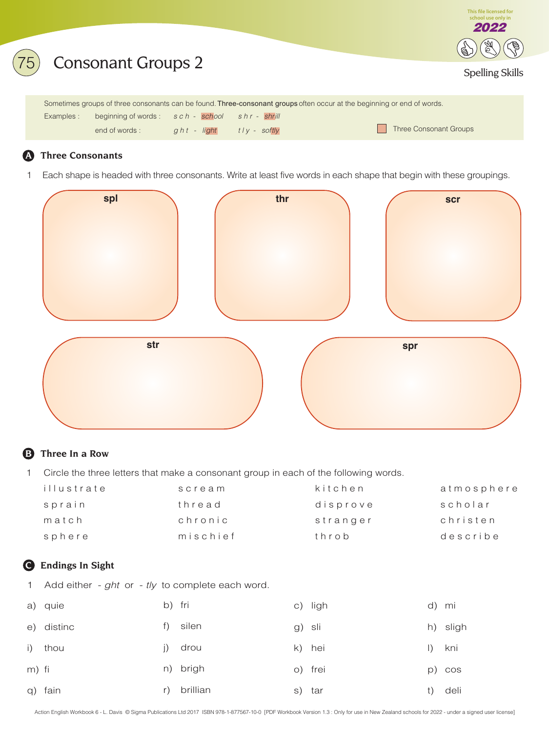# 75 Consonant Groups 2

Spelling Skills

Sometimes groups of three consonants can be found. **Three-consonant groups** often occur at the beginning or end of words.

Examples : beginning of words : s c h - *school* s h r - *shrill*

end of words : g h t - *light* t l y - *softly*

Three Consonant Groups

## A Three Consonants

1 Each shape is headed with three consonants. Write at least five words in each shape that begin with these groupings.

**spl**

**thr**

**scr**

**str**

**spr**

## B Three In a Row

1 Circle the three letters that make a consonant group in each of the following words.

| | | | |
|---|---|---|---|
| i l l u s t r a t e | s c r e a m | k i t c h e n | a t m o s p h e r e |
| s p r a i n | t h r e a d | d i s p r o v e | s c h o l a r |
| m a t c h | c h r o n i c | s t r a n g e r | c h r i s t e n |
| s p h e r e | m i s c h i e f | t h r o b | d e s c r i b e |

## C Endings In Sight

1 Add either *- ght* or *- tly* to complete each word.

| | | | |
|---|---|---|---|
| a) quie | b) fri | c) ligh | d) mi |
| e) distinc | f) silen | g) sli | h) sligh |
| i) thou | j) drou | k) hei | l) kni |
| m) fi | n) brigh | o) frei | p) cos |
| q) fain | r) brillian | s) tar | t) deli |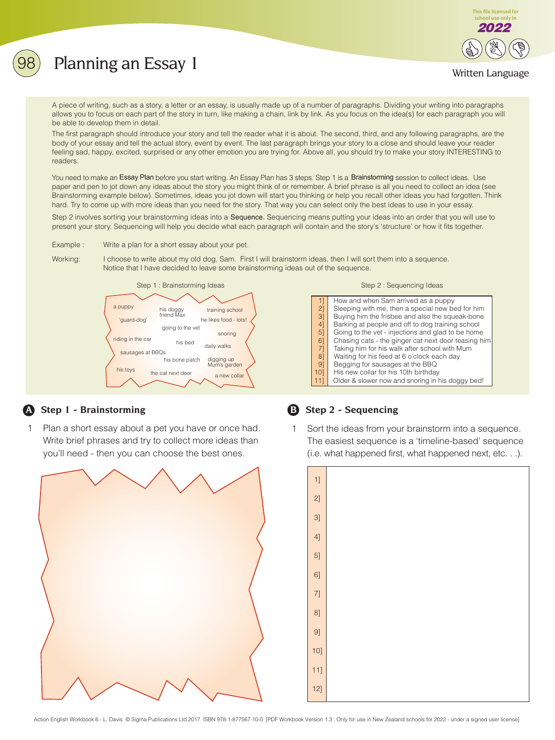# Planning an Essay 1

Written Language

A piece of writing, such as a story, a letter or an essay, is usually made up of a number of paragraphs. Dividing your writing into paragraphs allows you to focus on each part of the story in turn, like making a chain, link by link. As you focus on the idea(s) for each paragraph you will be able to develop them in detail.

The first paragraph should introduce your story and tell the reader what it is about. The second, third, and any following paragraphs, are the body of your essay and tell the actual story, event by event. The last paragraph brings your story to a close and should leave your reader feeling sad, happy, excited, surprised or any other emotion you are trying for. Above all, you should try to make your story INTERESTING to readers.

You need to make an Essay Plan before you start writing. An Essay Plan has 3 steps. Step 1 is a Brainstorming session to collect ideas. Use paper and pen to jot down any ideas about the story you might think of or remember. A brief phrase is all you need to collect an idea (see Brainstorming example below). Sometimes, ideas you jot down will start you thinking or help you recall other ideas you had forgotten. Think hard. Try to come up with more ideas than you need for the story. That way you can select only the best ideas to use in your essay.

Step 2 involves sorting your brainstorming ideas into a Sequence. Sequencing means putting your ideas into an order that you will use to present your story. Sequencing will help you decide what each paragraph will contain and the story's 'structure' or how it fits together.

Example : Write a plan for a short essay about your pet.

Working: I choose to write about my old dog, Sam. First I will brainstorm ideas, then I will sort them into a sequence. Notice that I have decided to leave some brainstorming ideas out of the sequence.

Step 1 : Brainstorming Ideas

a puppy, his doggy friend Max, training school, 'guard-dog', he likes food - lots!, going to the vet, snoring, riding in the car, his bed, daily walks, sausages at BBQs, his bone patch, digging up Mum's garden, his toys, the cat next door, a new collar

Step 2 : Sequencing Ideas

| | |
|---|---|
| 1] | How and when Sam arrived as a puppy |
| 2] | Sleeping with me, then a special new bed for him |
| 3] | Buying him the frisbee and also the squeak-bone |
| 4] | Barking at people and off to dog training school |
| 5] | Going to the vet - injections and glad to be home |
| 6] | Chasing cats - the ginger cat next door teasing him |
| 7] | Taking him for his walk after school with Mum |
| 8] | Waiting for his feed at 6 o'clock each day |
| 9] | Begging for sausages at the BBQ |
| 10] | His new collar for his 10th birthday |
| 11] | Older & slower now and snoring in his doggy bed! |

## A Step 1 - Brainstorming

1 Plan a short essay about a pet you have or once had. Write brief phrases and try to collect more ideas than you'll need - then you can choose the best ones.

## B Step 2 - Sequencing

1 Sort the ideas from your brainstorm into a sequence. The easiest sequence is a 'timeline-based' sequence (i.e. what happened first, what happened next, etc. . .).

| | |
|---|---|
| 1] | |
| 2] | |
| 3] | |
| 4] | |
| 5] | |
| 6] | |
| 7] | |
| 8] | |
| 9] | |
| 10] | |
| 11] | |
| 12] | |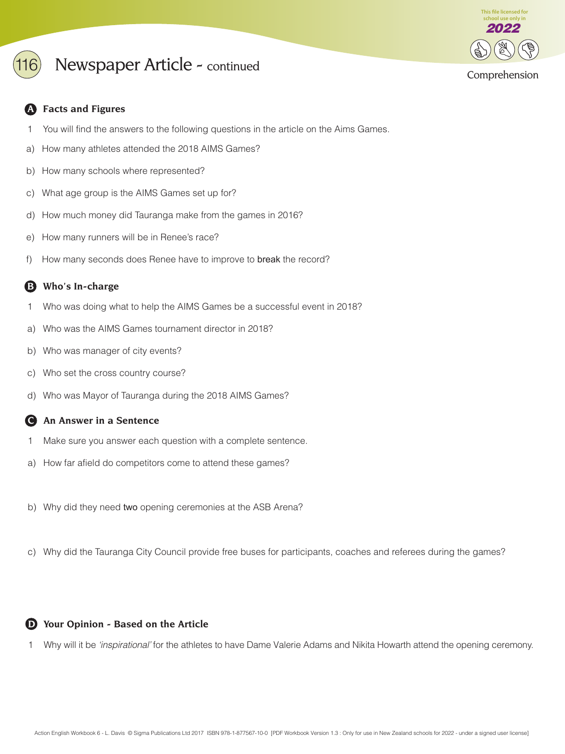# 116 Newspaper Article - continued

Comprehension

## A Facts and Figures

1 You will find the answers to the following questions in the article on the Aims Games.

a) How many athletes attended the 2018 AIMS Games?

b) How many schools where represented?

c) What age group is the AIMS Games set up for?

d) How much money did Tauranga make from the games in 2016?

e) How many runners will be in Renee's race?

f) How many seconds does Renee have to improve to **break** the record?

## B Who's In-charge

1 Who was doing what to help the AIMS Games be a successful event in 2018?

a) Who was the AIMS Games tournament director in 2018?

b) Who was manager of city events?

c) Who set the cross country course?

d) Who was Mayor of Tauranga during the 2018 AIMS Games?

## C An Answer in a Sentence

1 Make sure you answer each question with a complete sentence.

a) How far afield do competitors come to attend these games?

b) Why did they need **two** opening ceremonies at the ASB Arena?

c) Why did the Tauranga City Council provide free buses for participants, coaches and referees during the games?

## D Your Opinion - Based on the Article

1 Why will it be *'inspirational'* for the athletes to have Dame Valerie Adams and Nikita Howarth attend the opening ceremony.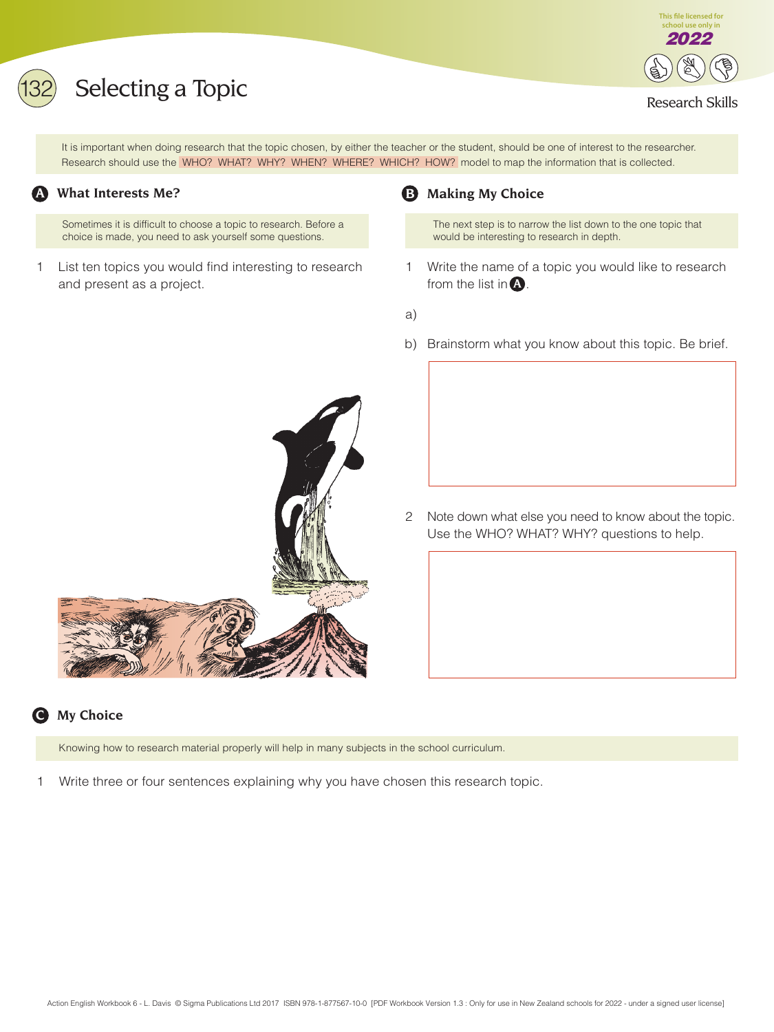# 132 Selecting a Topic

Research Skills

It is important when doing research that the topic chosen, by either the teacher or the student, should be one of interest to the researcher. Research should use the WHO? WHAT? WHY? WHEN? WHERE? WHICH? HOW? model to map the information that is collected.

## A What Interests Me?

Sometimes it is difficult to choose a topic to research. Before a choice is made, you need to ask yourself some questions.

1. List ten topics you would find interesting to research and present as a project.

## B Making My Choice

The next step is to narrow the list down to the one topic that would be interesting to research in depth.

1. Write the name of a topic you would like to research from the list in A.

a)

b) Brainstorm what you know about this topic. Be brief.

2. Note down what else you need to know about the topic. Use the WHO? WHAT? WHY? questions to help.

## C My Choice

Knowing how to research material properly will help in many subjects in the school curriculum.

1. Write three or four sentences explaining why you have chosen this research topic.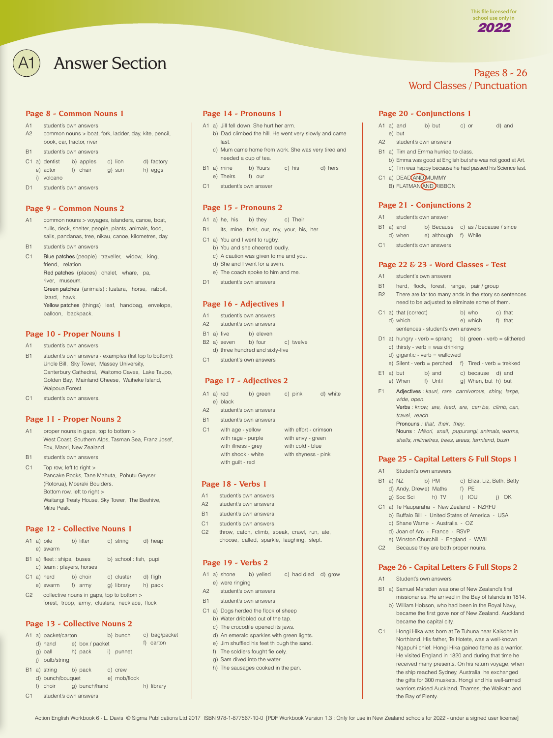# A1 Answer Section

## Pages 8 - 26
## Word Classes / Punctuation

### Page 8 - Common Nouns 1

A1 student's own answers

A2 common nouns > boat, fork, ladder, day, kite, pencil, book, car, tractor, river

B1 student's own answers

C1 a) dentist b) apples c) lion d) factory e) actor f) chair g) sun h) eggs i) volcano

D1 student's own answers

### Page 9 - Common Nouns 2

A1 common nouns > voyages, islanders, canoe, boat, hulls, deck, shelter, people, plants, animals, food, sails, pandanas, tree, nikau, canoe, kilometres, day.

B1 student's own answers

C1 Blue patches (people) : traveller, widow, king, friend, relation.
Red patches (places) : chalet, whare, pa, river, museum.
Green patches (animals) : tuatara, horse, rabbit, lizard, hawk.
Yellow patches (things) : leaf, handbag, envelope, balloon, backpack.

### Page 10 - Proper Nouns 1

A1 student's own answers

B1 student's own answers - examples (list top to bottom): Uncle Bill, Sky Tower, Massey University, Canterbury Cathedral, Waitomo Caves, Lake Taupo, Golden Bay, Mainland Cheese, Waiheke Island, Waipoua Forest.

C1 student's own answers.

### Page 11 - Proper Nouns 2

A1 proper nouns in gaps, top to bottom > West Coast, Southern Alps, Tasman Sea, Franz Josef, Fox, Maori, New Zealand.

B1 student's own answers

C1 Top row, left to right > Pancake Rocks, Tane Mahuta, Pohutu Geyser (Rotorua), Moeraki Boulders.
Bottom row, left to right > Waitangi Treaty House, Sky Tower, The Beehive, Mitre Peak.

### Page 12 - Collective Nouns 1

A1 a) pile b) litter c) string d) heap e) swarm

B1 a) fleet : ships, buses b) school : fish, pupil c) team : players, horses

C1 a) herd b) choir c) cluster d) fligh e) swarm f) army g) library h) pack

C2 collective nouns in gaps, top to bottom > forest, troop, army, clusters, necklace, flock

### Page 13 - Collective Nouns 2

A1 a) packet/carton b) bunch c) bag/packet d) hand e) box / packet f) carton g) ball h) pack i) punnet j) bulb/string

B1 a) string b) pack c) crew d) bunch/bouquet e) mob/flock f) choir g) bunch/hand h) library

C1 student's own answers

### Page 14 - Pronouns 1

A1 a) Jill fell down. She hurt her arm.
b) Dad climbed the hill. He went very slowly and came last.
c) Mum came home from work. She was very tired and needed a cup of tea.

B1 a) mine b) Yours c) his d) hers e) Theirs f) our

C1 student's own answer

### Page 15 - Pronouns 2

A1 a) he, his b) they c) Their

B1 its, mine, their, our, my, your, his, her

C1 a) You and I went to rugby.
b) You and she cheered loudly.
c) A caution was given to me and you.
d) She and I went for a swim.
e) The coach spoke to him and me.

D1 student's own answers

### Page 16 - Adjectives 1

A1 student's own answers

A2 student's own answers

B1 a) five b) eleven

B2 a) seven b) four c) twelve d) three hundred and sixty-five

C1 student's own answers

### Page 17 - Adjectives 2

A1 a) red b) green c) pink d) white e) black

A2 student's own answers

B1 student's own answers

C1 with age - yellow, with rage - purple, with illness - grey, with shock - white, with guilt - red, with effort - crimson, with envy - green, with cold - blue, with shyness - pink

### Page 18 - Verbs 1

A1 student's own answers

A2 student's own answers

B1 student's own answers

C1 student's own answers

C2 throw, catch, climb, speak, crawl, run, ate, choose, called, sparkle, laughing, slept.

### Page 19 - Verbs 2

A1 a) shone b) yelled c) had died d) grow e) were ringing

A2 student's own answers

B1 student's own answers

C1 a) Dogs herded the flock of sheep
b) Water dribbled out of the tap.
c) The crocodile opened its jaws.
d) An emerald sparkles with green lights.
e) Jim shuffled his feet th ough the sand.
f) The soldiers fought fie cely.
g) Sam dived into the water.
h) The sausages cooked in the pan.

### Page 20 - Conjunctions 1

A1 a) and b) but c) or d) and e) but

A2 student's own answers

B1 a) Tim and Emma hurried to class.
b) Emma was good at English but she was not good at Art.
c) Tim was happy because he had passed his Science test.

C1 a) DEAD AND MUMMY
B) FLATMAN AND RIBBON

### Page 21 - Conjunctions 2

A1 student's own answer

B1 a) and b) Because c) as / because / since d) when e) although f) While

C1 student's own answers

### Page 22 & 23 - Word Classes - Test

A1 student's own answers

B1 herd, flock, forest, range, pair / group

B2 There are far too many ands in the story so sentences need to be adjusted to eliminate some of them.

C1 a) that (correct) b) who c) that d) which e) which f) that
sentences - student's own answers

D1 a) hungry - verb = sprang b) green - verb = slithered
c) thirsty - verb = was drinking
d) gigantic - verb = wallowed
e) Silent - verb = perched f) Tired - verb = trekked

E1 a) but b) and c) because d) and e) When f) Until g) When, but h) but

F1 Adjectives : *kauri, rare, carnivorous, shiny, large, wide, open.*
Verbs : *know, are, feed, are, can be, climb, can, travel, reach.*
Pronouns : *that, their, they.*
Nouns : *Māori, snail, pupurangi, animals, worms, shells, milimetres, trees, areas, farmland, bush*

### Page 25 - Capital Letters & Full Stops 1

A1 Student's own answers

B1 a) NZ b) PM c) Eliza, Liz, Beth, Betty d) Andy, Drew e) Maths f) PE g) Soc Sci h) TV i) IOU j) OK

C1 a) Te Rauparaha - New Zealand - NZRFU
b) Buffalo Bill - United States of America - USA
c) Shane Warne - Australia - OZ
d) Joan of Arc - France - RSVP
e) Winston Churchill - England - WWII

C2 Because they are both proper nouns.

### Page 26 - Capital Letters & Full Stops 2

A1 Student's own answers

B1 a) Samuel Marsden was one of New Zealand's first missionaries. He arrived in the Bay of Islands in 1814.
b) William Hobson, who had been in the Royal Navy, became the first gove nor of New Zealand. Auckland became the capital city.

C1 Hongi Hika was born at Te Tuhuna near Kaikohe in Northland. His father, Te Hotete, was a well-known Ngapuhi chief. Hongi Hika gained fame as a warrior. He visited England in 1820 and during that time he received many presents. On his return voyage, when the ship reached Sydney, Australia, he exchanged the gifts for 300 muskets. Hongi and his well-armed warriors raided Auckland, Thames, the Waikato and the Bay of Plenty.

Action English Workbook 6 - L. Davis © Sigma Publications Ltd 2017 ISBN 978-1-877567-10-0 [PDF Workbook Version 1.3 : Only for use in New Zealand schools for 2022 - under a signed user license]